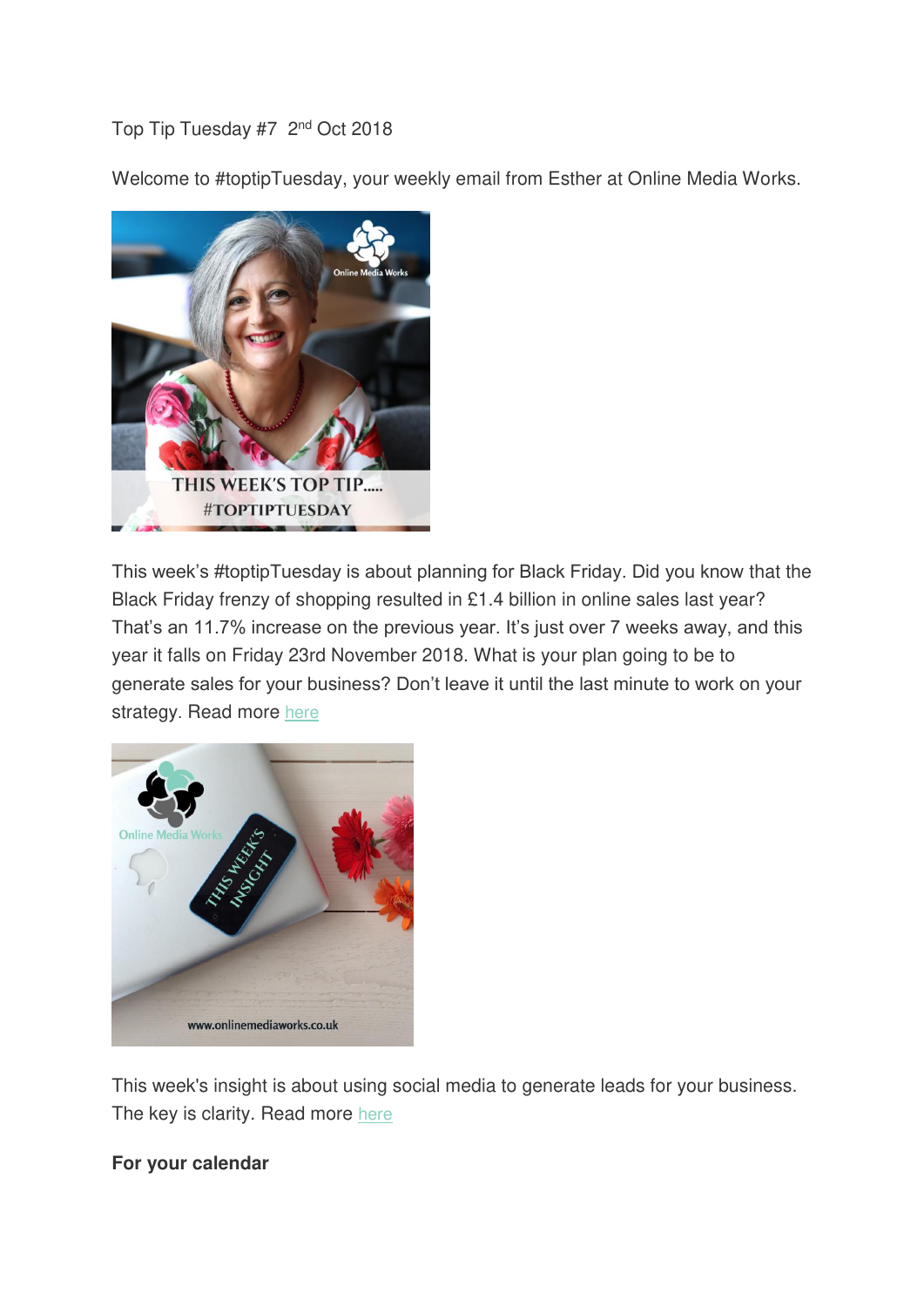Top Tip Tuesday #7 2nd Oct 2018

Welcome to #toptipTuesday, your weekly email from Esther at Online Media Works.

This week's #toptipTuesday is about planning for Black Friday. Did you know that the Black Friday frenzy of shopping resulted in £1.4 billion in online sales last year? That's an 11.7% increase on the previous year. It's just over 7 weeks away, and this year it falls on Friday 23rd November 2018. What is your plan going to be to generate sales for your business? Don't leave it until the last minute to work on your strategy. Read more here

This week's insight is about using social media to generate leads for your business. The key is clarity. Read more here

**For your calendar**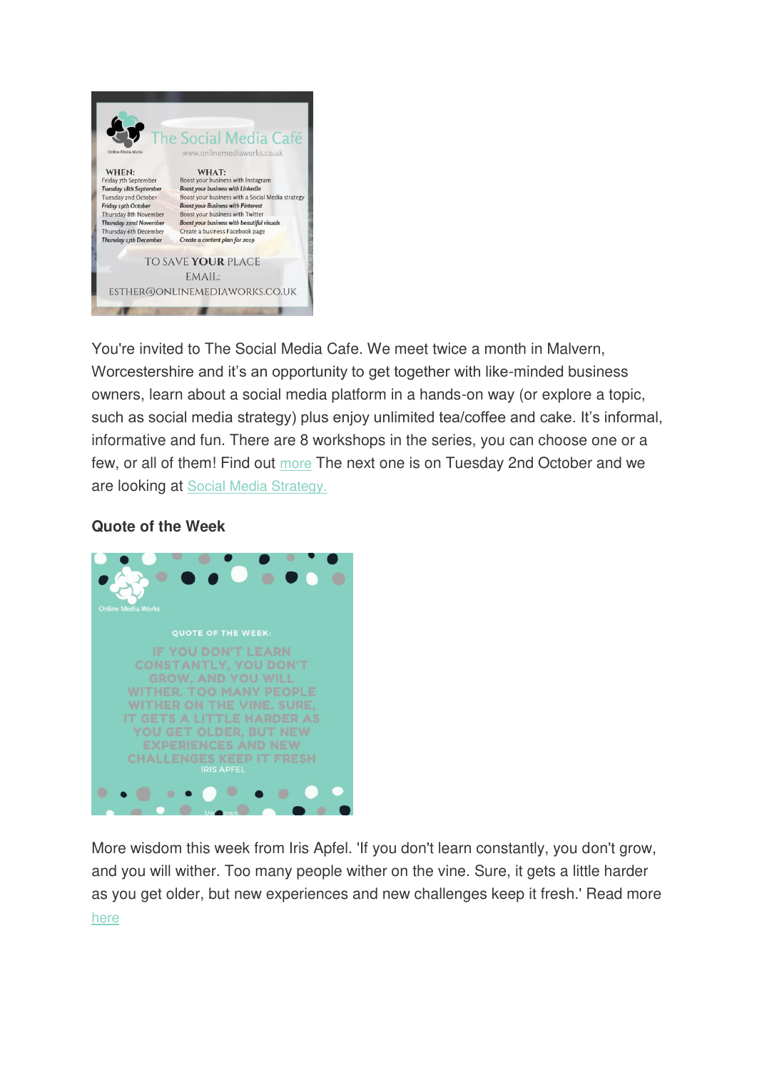The Social Media Café

www.onlinemediaworks.co.uk

| WHEN: | WHAT: |
| --- | --- |
| Friday 7th September | Boost your business with Instagram |
| Tuesday 18th September | Boost your business with LinkedIn |
| Tuesday 2nd October | Boost your business with a Social Media strategy |
| Friday 19th October | Boost your Business with Pinterest |
| Thursday 8th November | Boost your business with Twitter |
| Thursday 22nd November | Boost your business with beautiful visuals |
| Thursday 6th December | Create a business Facebook page |
| Thursday 13th December | Create a content plan for 2019 |

TO SAVE YOUR PLACE
EMAIL:
ESTHER@ONLINEMEDIAWORKS.CO.UK

You're invited to The Social Media Cafe. We meet twice a month in Malvern, Worcestershire and it's an opportunity to get together with like-minded business owners, learn about a social media platform in a hands-on way (or explore a topic, such as social media strategy) plus enjoy unlimited tea/coffee and cake. It's informal, informative and fun. There are 8 workshops in the series, you can choose one or a few, or all of them! Find out more The next one is on Tuesday 2nd October and we are looking at Social Media Strategy.

**Quote of the Week**

Online Media Works

QUOTE OF THE WEEK:

IF YOU DON'T LEARN CONSTANTLY, YOU DON'T GROW, AND YOU WILL WITHER. TOO MANY PEOPLE WITHER ON THE VINE. SURE, IT GETS A LITTLE HARDER AS YOU GET OLDER, BUT NEW EXPERIENCES AND NEW CHALLENGES KEEP IT FRESH

IRIS APFEL

More wisdom this week from Iris Apfel. 'If you don't learn constantly, you don't grow, and you will wither. Too many people wither on the vine. Sure, it gets a little harder as you get older, but new experiences and new challenges keep it fresh.' Read more here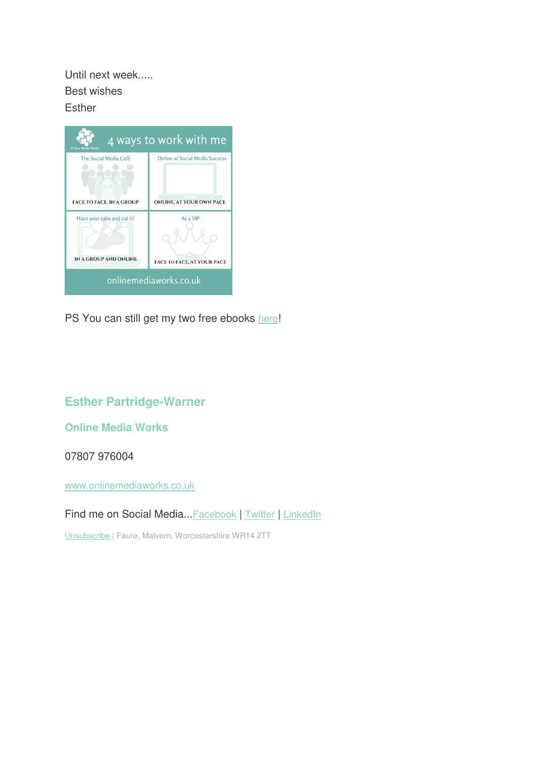Until next week.....
Best wishes
Esther

4 ways to work with me

The Social Media Café
FACE TO FACE, IN A GROUP

Online at Social Media Success
ONLINE, AT YOUR OWN PACE

Have your cake and eat it!
IN A GROUP AND ONLINE

As a VIP
FACE TO FACE, AT YOUR PACE

onlinemediaworks.co.uk

PS You can still get my two free ebooks here!

**Esther Partridge-Warner**

**Online Media Works**

07807 976004

www.onlinemediaworks.co.uk

Find me on Social Media...Facebook | Twitter | LinkedIn

Unsubscribe | Faure, Malvern, Worcestershire WR14 2TT